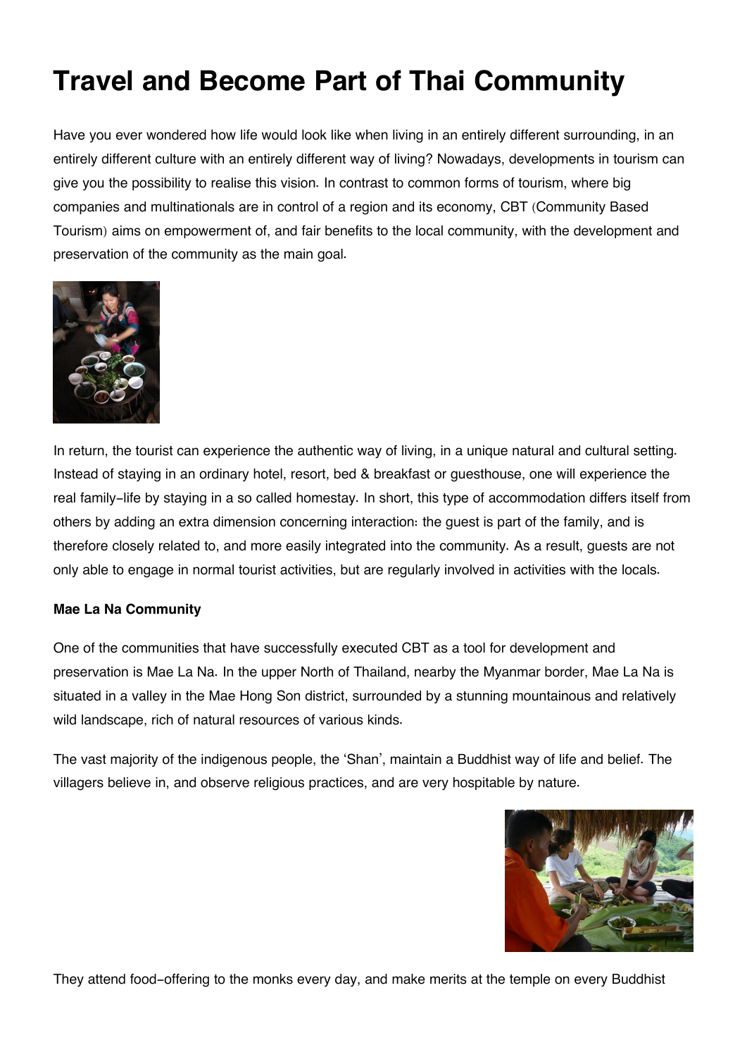# Travel and Become Part of Thai Community

Have you ever wondered how life would look like when living in an entirely different surrounding, in an entirely different culture with an entirely different way of living? Nowadays, developments in tourism can give you the possibility to realise this vision. In contrast to common forms of tourism, where big companies and multinationals are in control of a region and its economy, CBT (Community Based Tourism) aims on empowerment of, and fair benefits to the local community, with the development and preservation of the community as the main goal.

In return, the tourist can experience the authentic way of living, in a unique natural and cultural setting. Instead of staying in an ordinary hotel, resort, bed & breakfast or guesthouse, one will experience the real family-life by staying in a so called homestay. In short, this type of accommodation differs itself from others by adding an extra dimension concerning interaction: the guest is part of the family, and is therefore closely related to, and more easily integrated into the community. As a result, guests are not only able to engage in normal tourist activities, but are regularly involved in activities with the locals.

**Mae La Na Community**

One of the communities that have successfully executed CBT as a tool for development and preservation is Mae La Na. In the upper North of Thailand, nearby the Myanmar border, Mae La Na is situated in a valley in the Mae Hong Son district, surrounded by a stunning mountainous and relatively wild landscape, rich of natural resources of various kinds.

The vast majority of the indigenous people, the 'Shan', maintain a Buddhist way of life and belief. The villagers believe in, and observe religious practices, and are very hospitable by nature.

They attend food-offering to the monks every day, and make merits at the temple on every Buddhist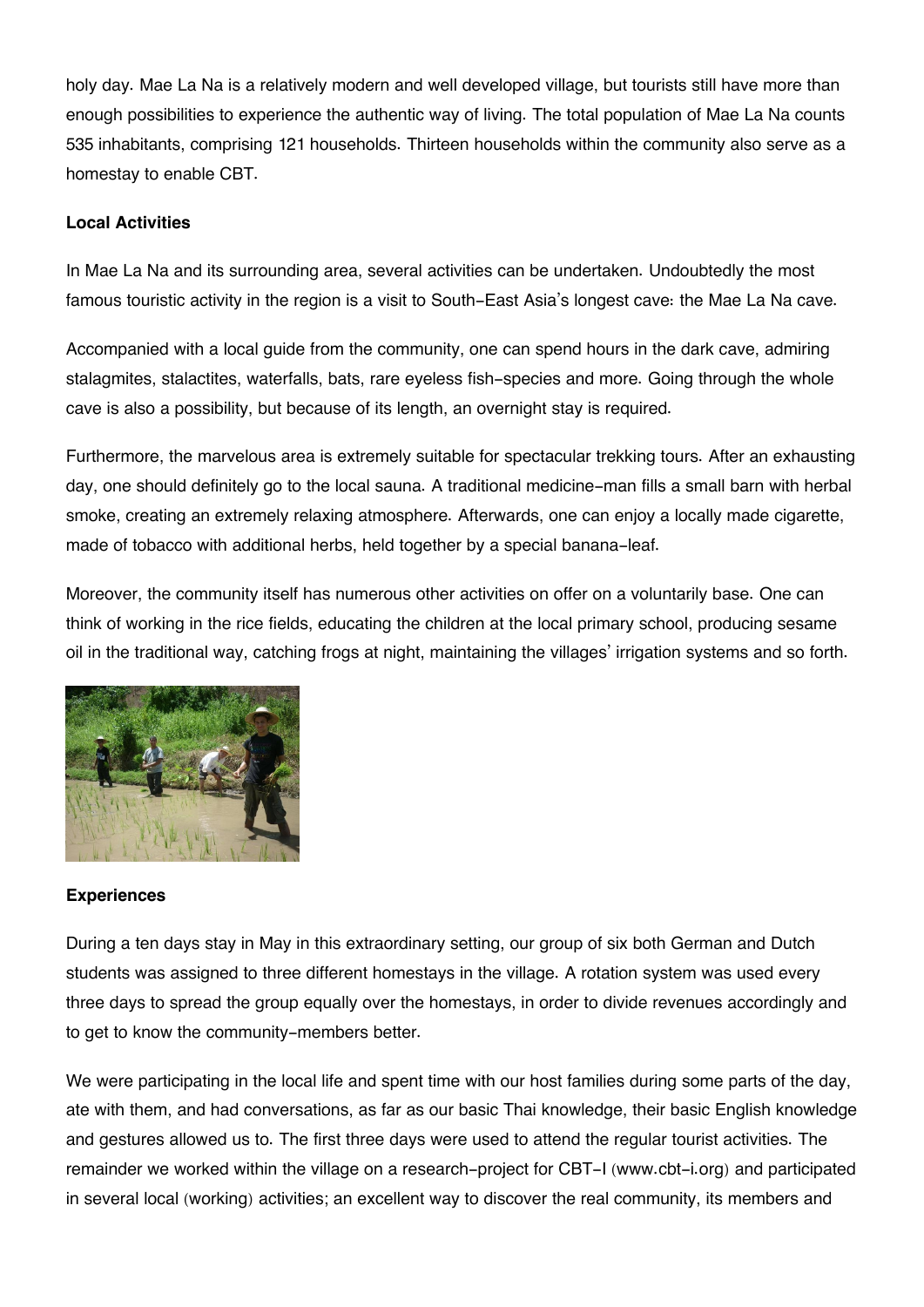holy day. Mae La Na is a relatively modern and well developed village, but tourists still have more than enough possibilities to experience the authentic way of living. The total population of Mae La Na counts 535 inhabitants, comprising 121 households. Thirteen households within the community also serve as a homestay to enable CBT.

**Local Activities**

In Mae La Na and its surrounding area, several activities can be undertaken. Undoubtedly the most famous touristic activity in the region is a visit to South-East Asia's longest cave: the Mae La Na cave.

Accompanied with a local guide from the community, one can spend hours in the dark cave, admiring stalagmites, stalactites, waterfalls, bats, rare eyeless fish-species and more. Going through the whole cave is also a possibility, but because of its length, an overnight stay is required.

Furthermore, the marvelous area is extremely suitable for spectacular trekking tours. After an exhausting day, one should definitely go to the local sauna. A traditional medicine-man fills a small barn with herbal smoke, creating an extremely relaxing atmosphere. Afterwards, one can enjoy a locally made cigarette, made of tobacco with additional herbs, held together by a special banana-leaf.

Moreover, the community itself has numerous other activities on offer on a voluntarily base. One can think of working in the rice fields, educating the children at the local primary school, producing sesame oil in the traditional way, catching frogs at night, maintaining the villages' irrigation systems and so forth.

**Experiences**

During a ten days stay in May in this extraordinary setting, our group of six both German and Dutch students was assigned to three different homestays in the village. A rotation system was used every three days to spread the group equally over the homestays, in order to divide revenues accordingly and to get to know the community-members better.

We were participating in the local life and spent time with our host families during some parts of the day, ate with them, and had conversations, as far as our basic Thai knowledge, their basic English knowledge and gestures allowed us to. The first three days were used to attend the regular tourist activities. The remainder we worked within the village on a research-project for CBT-I (www.cbt-i.org) and participated in several local (working) activities; an excellent way to discover the real community, its members and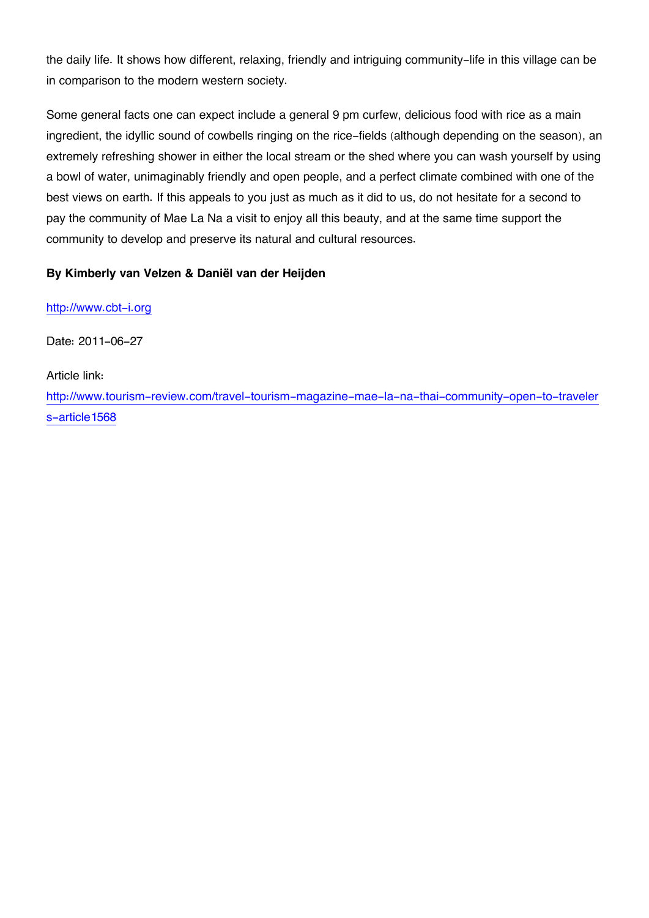the daily life. It shows how different, relaxing, friendly and intriguing community-life in this village can be in comparison to the modern western society.

Some general facts one can expect include a general 9 pm curfew, delicious food with rice as a main ingredient, the idyllic sound of cowbells ringing on the rice-fields (although depending on the season), an extremely refreshing shower in either the local stream or the shed where you can wash yourself by using a bowl of water, unimaginably friendly and open people, and a perfect climate combined with one of the best views on earth. If this appeals to you just as much as it did to us, do not hesitate for a second to pay the community of Mae La Na a visit to enjoy all this beauty, and at the same time support the community to develop and preserve its natural and cultural resources.

**By Kimberly van Velzen & Daniël van der Heijden**

[http://www.cbt-i.org](http://www.cbt-i.org)

Date: 2011-06-27

Article link:
[http://www.tourism-review.com/travel-tourism-magazine-mae-la-na-thai-community-open-to-travelers-article1568](http://www.tourism-review.com/travel-tourism-magazine-mae-la-na-thai-community-open-to-travelers-article1568)